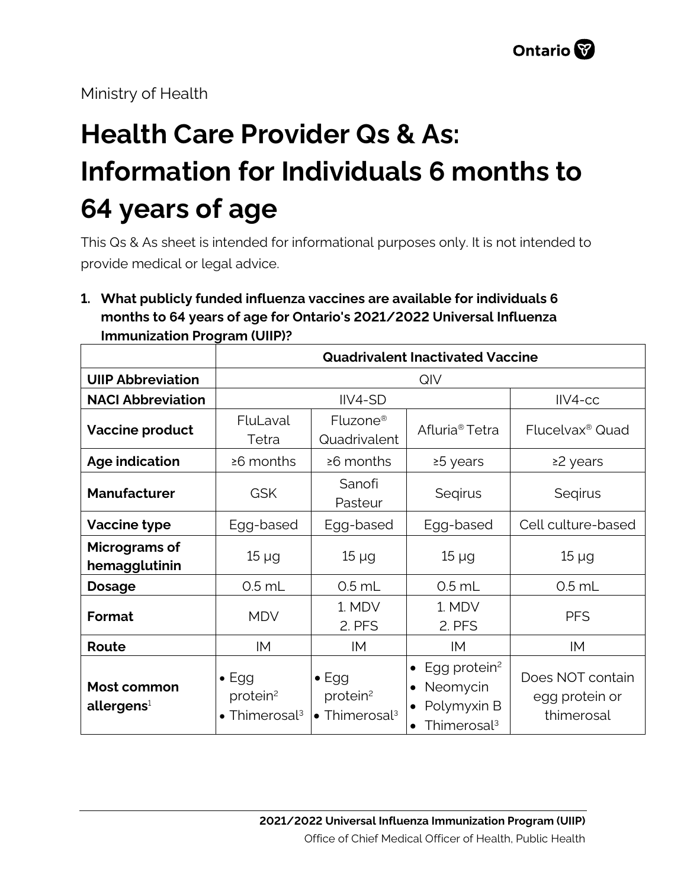Ministry of Health

# Health Care Provider Qs & As: Information for Individuals 6 months to 64 years of age

This Qs & As sheet is intended for informational purposes only. It is not intended to provide medical or legal advice.

**1. What publicly funded influenza vaccines are available for individuals 6 months to 64 years of age for Ontario's 2021/2022 Universal Influenza Immunization Program (UIIP)?**

| | Quadrivalent Inactivated Vaccine | | | |
|---|---|---|---|---|
| **UIIP Abbreviation** | QIV | | | |
| **NACI Abbreviation** | IIV4-SD | | | IIV4-cc |
| **Vaccine product** | FluLaval Tetra | Fluzone® Quadrivalent | Afluria® Tetra | Flucelvax® Quad |
| **Age indication** | ≥6 months | ≥6 months | ≥5 years | ≥2 years |
| **Manufacturer** | GSK | Sanofi Pasteur | Seqirus | Seqirus |
| **Vaccine type** | Egg-based | Egg-based | Egg-based | Cell culture-based |
| **Micrograms of hemagglutinin** | 15 µg | 15 µg | 15 µg | 15 µg |
| **Dosage** | 0.5 mL | 0.5 mL | 0.5 mL | 0.5 mL |
| **Format** | MDV | 1. MDV 2. PFS | 1. MDV 2. PFS | PFS |
| **Route** | IM | IM | IM | IM |
| **Most common allergens**[1] | • Egg protein[2] • Thimerosal[3] | • Egg protein[2] • Thimerosal[3] | • Egg protein[2] • Neomycin • Polymyxin B • Thimerosal[3] | Does NOT contain egg protein or thimerosal |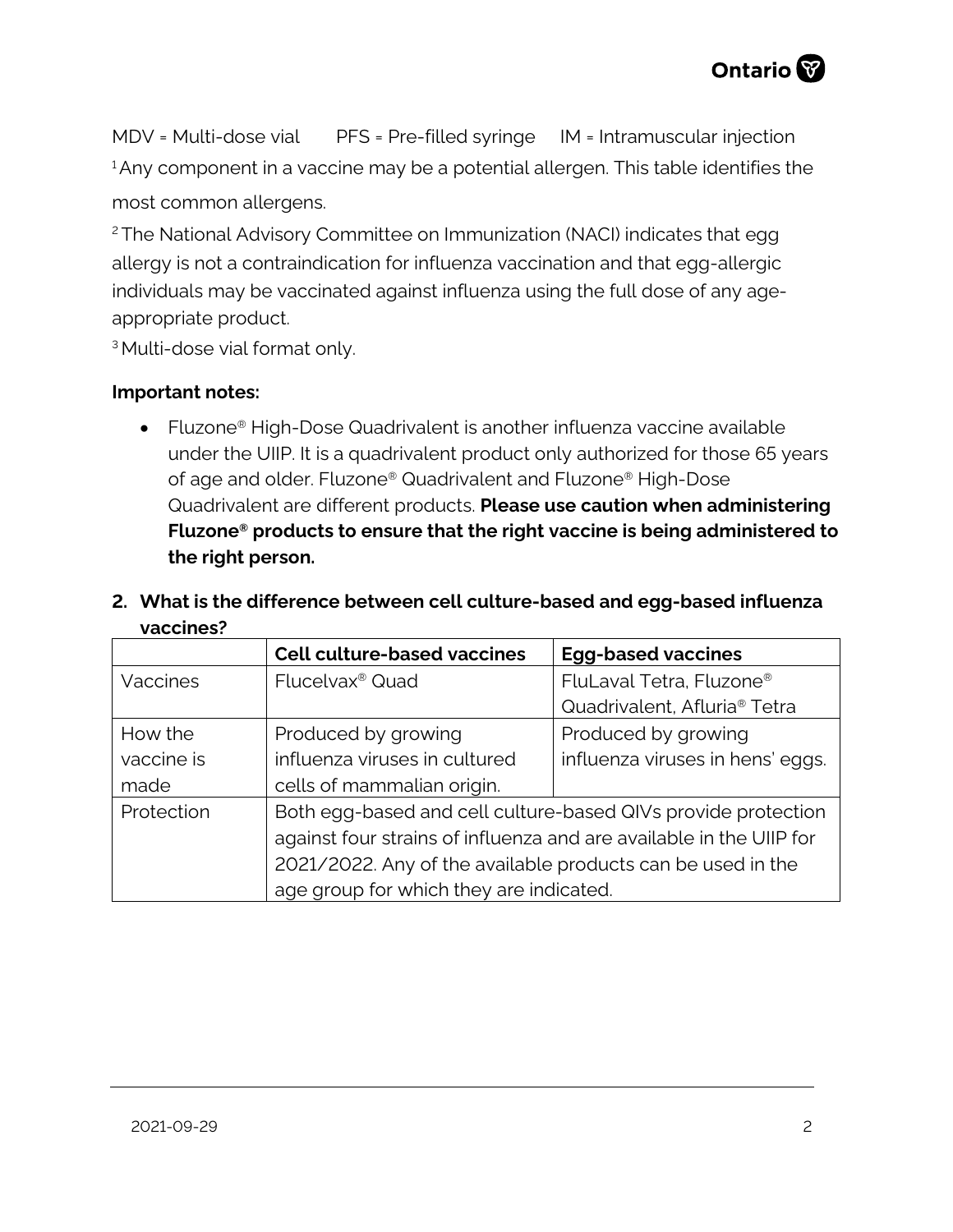MDV = Multi-dose vial PFS = Pre-filled syringe IM = Intramuscular injection

[1] Any component in a vaccine may be a potential allergen. This table identifies the most common allergens.

[2] The National Advisory Committee on Immunization (NACI) indicates that egg allergy is not a contraindication for influenza vaccination and that egg-allergic individuals may be vaccinated against influenza using the full dose of any age-appropriate product.

[3] Multi-dose vial format only.

**Important notes:**

- Fluzone® High-Dose Quadrivalent is another influenza vaccine available under the UIIP. It is a quadrivalent product only authorized for those 65 years of age and older. Fluzone® Quadrivalent and Fluzone® High-Dose Quadrivalent are different products. **Please use caution when administering Fluzone® products to ensure that the right vaccine is being administered to the right person.**

## 2. What is the difference between cell culture-based and egg-based influenza vaccines?

| | Cell culture-based vaccines | Egg-based vaccines |
|---|---|---|
| Vaccines | Flucelvax® Quad | FluLaval Tetra, Fluzone® Quadrivalent, Afluria® Tetra |
| How the vaccine is made | Produced by growing influenza viruses in cultured cells of mammalian origin. | Produced by growing influenza viruses in hens' eggs. |
| Protection | Both egg-based and cell culture-based QIVs provide protection against four strains of influenza and are available in the UIIP for 2021/2022. Any of the available products can be used in the age group for which they are indicated. | |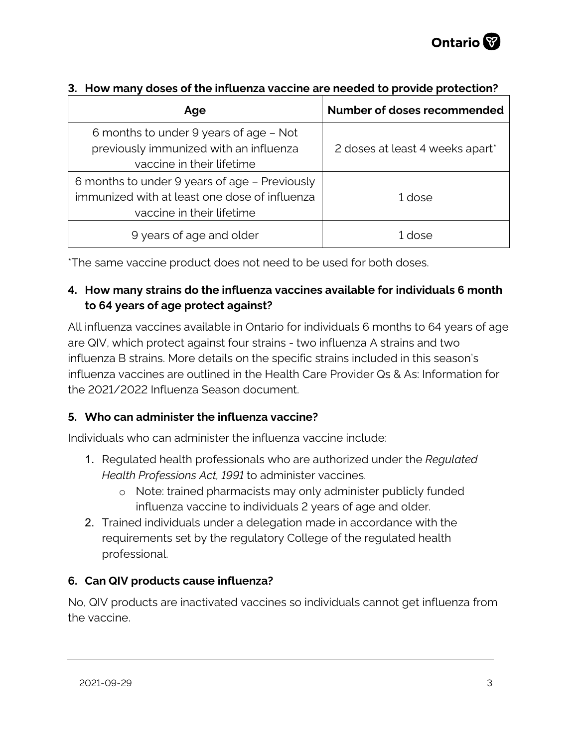### 3. How many doses of the influenza vaccine are needed to provide protection?

| Age | Number of doses recommended |
| --- | --- |
| 6 months to under 9 years of age – Not previously immunized with an influenza vaccine in their lifetime | 2 doses at least 4 weeks apart* |
| 6 months to under 9 years of age – Previously immunized with at least one dose of influenza vaccine in their lifetime | 1 dose |
| 9 years of age and older | 1 dose |

*The same vaccine product does not need to be used for both doses.

### 4. How many strains do the influenza vaccines available for individuals 6 month to 64 years of age protect against?

All influenza vaccines available in Ontario for individuals 6 months to 64 years of age are QIV, which protect against four strains - two influenza A strains and two influenza B strains. More details on the specific strains included in this season's influenza vaccines are outlined in the Health Care Provider Qs & As: Information for the 2021/2022 Influenza Season document.

### 5. Who can administer the influenza vaccine?

Individuals who can administer the influenza vaccine include:

1. Regulated health professionals who are authorized under the *Regulated Health Professions Act, 1991* to administer vaccines.
   - Note: trained pharmacists may only administer publicly funded influenza vaccine to individuals 2 years of age and older.
2. Trained individuals under a delegation made in accordance with the requirements set by the regulatory College of the regulated health professional.

### 6. Can QIV products cause influenza?

No, QIV products are inactivated vaccines so individuals cannot get influenza from the vaccine.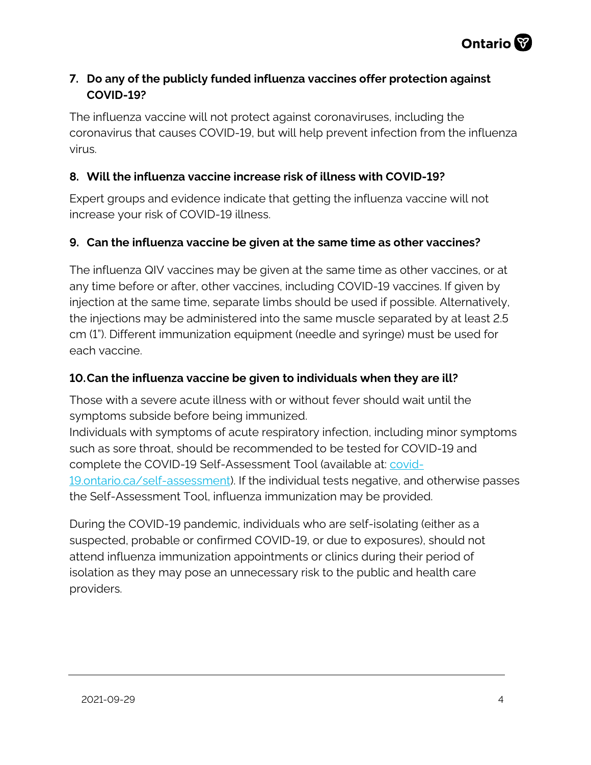### 7. Do any of the publicly funded influenza vaccines offer protection against COVID-19?

The influenza vaccine will not protect against coronaviruses, including the coronavirus that causes COVID-19, but will help prevent infection from the influenza virus.

### 8. Will the influenza vaccine increase risk of illness with COVID-19?

Expert groups and evidence indicate that getting the influenza vaccine will not increase your risk of COVID-19 illness.

### 9. Can the influenza vaccine be given at the same time as other vaccines?

The influenza QIV vaccines may be given at the same time as other vaccines, or at any time before or after, other vaccines, including COVID-19 vaccines. If given by injection at the same time, separate limbs should be used if possible. Alternatively, the injections may be administered into the same muscle separated by at least 2.5 cm (1"). Different immunization equipment (needle and syringe) must be used for each vaccine.

### 10. Can the influenza vaccine be given to individuals when they are ill?

Those with a severe acute illness with or without fever should wait until the symptoms subside before being immunized.
Individuals with symptoms of acute respiratory infection, including minor symptoms such as sore throat, should be recommended to be tested for COVID-19 and complete the COVID-19 Self-Assessment Tool (available at: [covid-19.ontario.ca/self-assessment](covid-19.ontario.ca/self-assessment)). If the individual tests negative, and otherwise passes the Self-Assessment Tool, influenza immunization may be provided.

During the COVID-19 pandemic, individuals who are self-isolating (either as a suspected, probable or confirmed COVID-19, or due to exposures), should not attend influenza immunization appointments or clinics during their period of isolation as they may pose an unnecessary risk to the public and health care providers.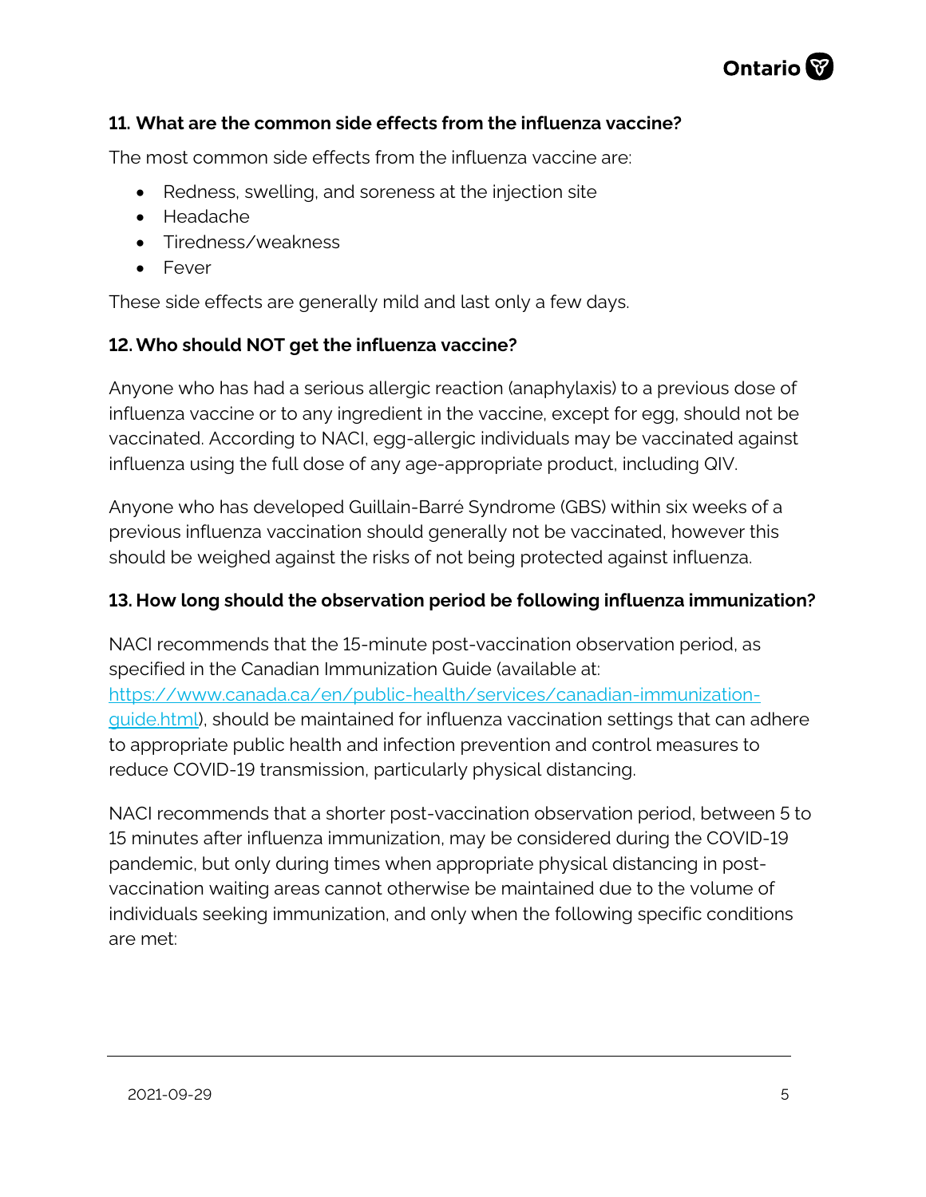### 11. What are the common side effects from the influenza vaccine?

The most common side effects from the influenza vaccine are:

- Redness, swelling, and soreness at the injection site
- Headache
- Tiredness/weakness
- Fever

These side effects are generally mild and last only a few days.

### 12. Who should NOT get the influenza vaccine?

Anyone who has had a serious allergic reaction (anaphylaxis) to a previous dose of influenza vaccine or to any ingredient in the vaccine, except for egg, should not be vaccinated. According to NACI, egg-allergic individuals may be vaccinated against influenza using the full dose of any age-appropriate product, including QIV.

Anyone who has developed Guillain-Barré Syndrome (GBS) within six weeks of a previous influenza vaccination should generally not be vaccinated, however this should be weighed against the risks of not being protected against influenza.

### 13. How long should the observation period be following influenza immunization?

NACI recommends that the 15-minute post-vaccination observation period, as specified in the Canadian Immunization Guide (available at: [https://www.canada.ca/en/public-health/services/canadian-immunization-guide.html](https://www.canada.ca/en/public-health/services/canadian-immunization-guide.html)), should be maintained for influenza vaccination settings that can adhere to appropriate public health and infection prevention and control measures to reduce COVID-19 transmission, particularly physical distancing.

NACI recommends that a shorter post-vaccination observation period, between 5 to 15 minutes after influenza immunization, may be considered during the COVID-19 pandemic, but only during times when appropriate physical distancing in post-vaccination waiting areas cannot otherwise be maintained due to the volume of individuals seeking immunization, and only when the following specific conditions are met: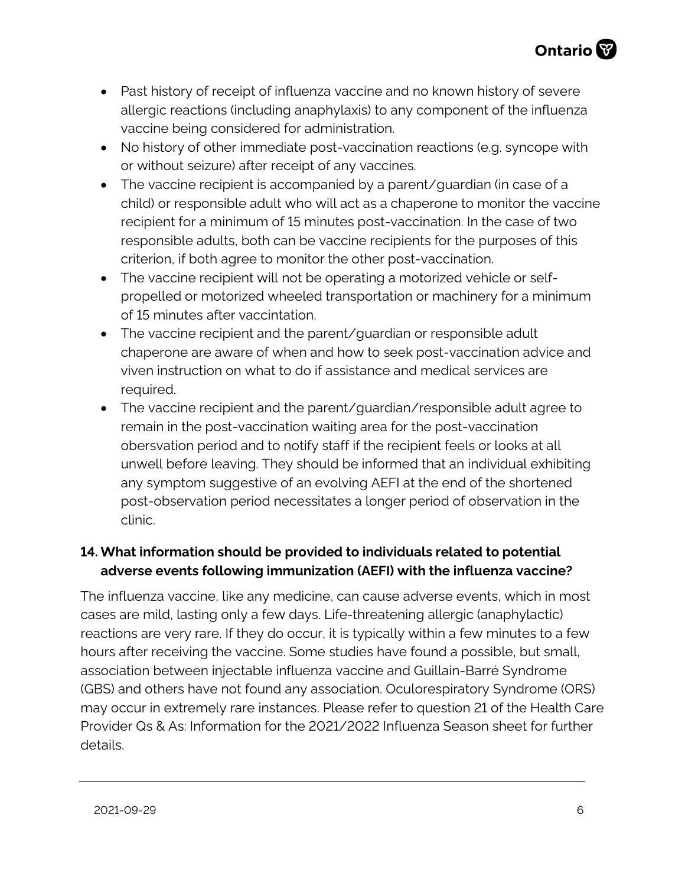- Past history of receipt of influenza vaccine and no known history of severe allergic reactions (including anaphylaxis) to any component of the influenza vaccine being considered for administration.
- No history of other immediate post-vaccination reactions (e.g. syncope with or without seizure) after receipt of any vaccines.
- The vaccine recipient is accompanied by a parent/guardian (in case of a child) or responsible adult who will act as a chaperone to monitor the vaccine recipient for a minimum of 15 minutes post-vaccination. In the case of two responsible adults, both can be vaccine recipients for the purposes of this criterion, if both agree to monitor the other post-vaccination.
- The vaccine recipient will not be operating a motorized vehicle or self-propelled or motorized wheeled transportation or machinery for a minimum of 15 minutes after vaccintation.
- The vaccine recipient and the parent/guardian or responsible adult chaperone are aware of when and how to seek post-vaccination advice and viven instruction on what to do if assistance and medical services are required.
- The vaccine recipient and the parent/guardian/responsible adult agree to remain in the post-vaccination waiting area for the post-vaccination obersvation period and to notify staff if the recipient feels or looks at all unwell before leaving. They should be informed that an individual exhibiting any symptom suggestive of an evolving AEFI at the end of the shortened post-observation period necessitates a longer period of observation in the clinic.

### 14. What information should be provided to individuals related to potential adverse events following immunization (AEFI) with the influenza vaccine?

The influenza vaccine, like any medicine, can cause adverse events, which in most cases are mild, lasting only a few days. Life-threatening allergic (anaphylactic) reactions are very rare. If they do occur, it is typically within a few minutes to a few hours after receiving the vaccine. Some studies have found a possible, but small, association between injectable influenza vaccine and Guillain-Barré Syndrome (GBS) and others have not found any association. Oculorespiratory Syndrome (ORS) may occur in extremely rare instances. Please refer to question 21 of the Health Care Provider Qs & As: Information for the 2021/2022 Influenza Season sheet for further details.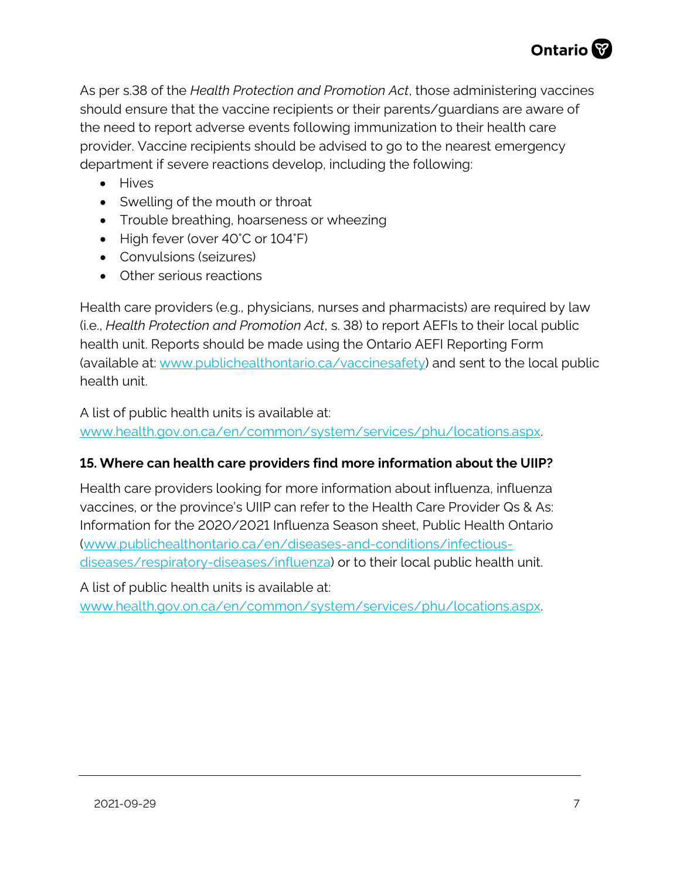As per s.38 of the *Health Protection and Promotion Act*, those administering vaccines should ensure that the vaccine recipients or their parents/guardians are aware of the need to report adverse events following immunization to their health care provider. Vaccine recipients should be advised to go to the nearest emergency department if severe reactions develop, including the following:

- Hives
- Swelling of the mouth or throat
- Trouble breathing, hoarseness or wheezing
- High fever (over 40˚C or 104˚F)
- Convulsions (seizures)
- Other serious reactions

Health care providers (e.g., physicians, nurses and pharmacists) are required by law (i.e., *Health Protection and Promotion Act*, s. 38) to report AEFIs to their local public health unit. Reports should be made using the Ontario AEFI Reporting Form (available at: [www.publichealthontario.ca/vaccinesafety](http://www.publichealthontario.ca/vaccinesafety)) and sent to the local public health unit.

A list of public health units is available at: [www.health.gov.on.ca/en/common/system/services/phu/locations.aspx](http://www.health.gov.on.ca/en/common/system/services/phu/locations.aspx).

**15. Where can health care providers find more information about the UIIP?**

Health care providers looking for more information about influenza, influenza vaccines, or the province's UIIP can refer to the Health Care Provider Qs & As: Information for the 2020/2021 Influenza Season sheet, Public Health Ontario ([www.publichealthontario.ca/en/diseases-and-conditions/infectious-diseases/respiratory-diseases/influenza](http://www.publichealthontario.ca/en/diseases-and-conditions/infectious-diseases/respiratory-diseases/influenza)) or to their local public health unit.

A list of public health units is available at: [www.health.gov.on.ca/en/common/system/services/phu/locations.aspx](http://www.health.gov.on.ca/en/common/system/services/phu/locations.aspx).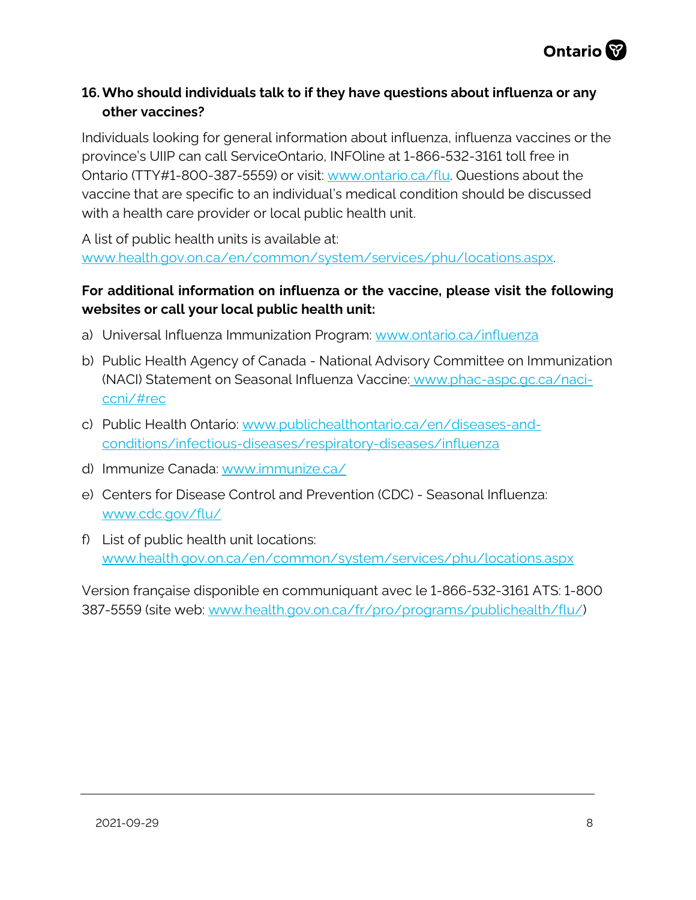### 16. Who should individuals talk to if they have questions about influenza or any other vaccines?

Individuals looking for general information about influenza, influenza vaccines or the province's UIIP can call ServiceOntario, INFOline at 1-866-532-3161 toll free in Ontario (TTY#1-800-387-5559) or visit: [www.ontario.ca/flu](http://www.ontario.ca/flu). Questions about the vaccine that are specific to an individual's medical condition should be discussed with a health care provider or local public health unit.

A list of public health units is available at: [www.health.gov.on.ca/en/common/system/services/phu/locations.aspx](http://www.health.gov.on.ca/en/common/system/services/phu/locations.aspx).

**For additional information on influenza or the vaccine, please visit the following websites or call your local public health unit:**

a) Universal Influenza Immunization Program: [www.ontario.ca/influenza](http://www.ontario.ca/influenza)

b) Public Health Agency of Canada - National Advisory Committee on Immunization (NACI) Statement on Seasonal Influenza Vaccine: [www.phac-aspc.gc.ca/naci-ccni/#rec](http://www.phac-aspc.gc.ca/naci-ccni/#rec)

c) Public Health Ontario: [www.publichealthontario.ca/en/diseases-and-conditions/infectious-diseases/respiratory-diseases/influenza](http://www.publichealthontario.ca/en/diseases-and-conditions/infectious-diseases/respiratory-diseases/influenza)

d) Immunize Canada: [www.immunize.ca/](http://www.immunize.ca/)

e) Centers for Disease Control and Prevention (CDC) - Seasonal Influenza: [www.cdc.gov/flu/](http://www.cdc.gov/flu/)

f) List of public health unit locations: [www.health.gov.on.ca/en/common/system/services/phu/locations.aspx](http://www.health.gov.on.ca/en/common/system/services/phu/locations.aspx)

Version française disponible en communiquant avec le 1-866-532-3161 ATS: 1-800 387-5559 (site web: [www.health.gov.on.ca/fr/pro/programs/publichealth/flu/](http://www.health.gov.on.ca/fr/pro/programs/publichealth/flu/))